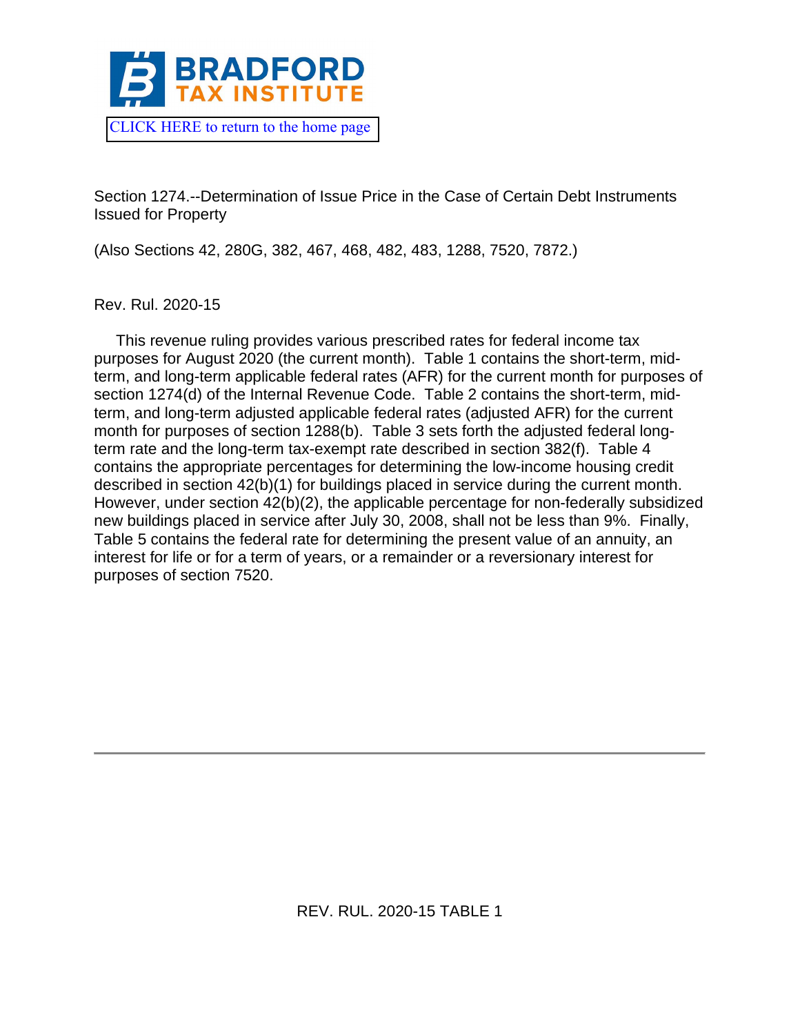**BRADFORD**
**TAX INSTITUTE**

CLICK HERE to return to the home page

Section 1274.--Determination of Issue Price in the Case of Certain Debt Instruments Issued for Property

(Also Sections 42, 280G, 382, 467, 468, 482, 483, 1288, 7520, 7872.)

Rev. Rul. 2020-15

This revenue ruling provides various prescribed rates for federal income tax purposes for August 2020 (the current month). Table 1 contains the short-term, mid-term, and long-term applicable federal rates (AFR) for the current month for purposes of section 1274(d) of the Internal Revenue Code. Table 2 contains the short-term, mid-term, and long-term adjusted applicable federal rates (adjusted AFR) for the current month for purposes of section 1288(b). Table 3 sets forth the adjusted federal long-term rate and the long-term tax-exempt rate described in section 382(f). Table 4 contains the appropriate percentages for determining the low-income housing credit described in section 42(b)(1) for buildings placed in service during the current month. However, under section 42(b)(2), the applicable percentage for non-federally subsidized new buildings placed in service after July 30, 2008, shall not be less than 9%. Finally, Table 5 contains the federal rate for determining the present value of an annuity, an interest for life or for a term of years, or a remainder or a reversionary interest for purposes of section 7520.

---

REV. RUL. 2020-15 TABLE 1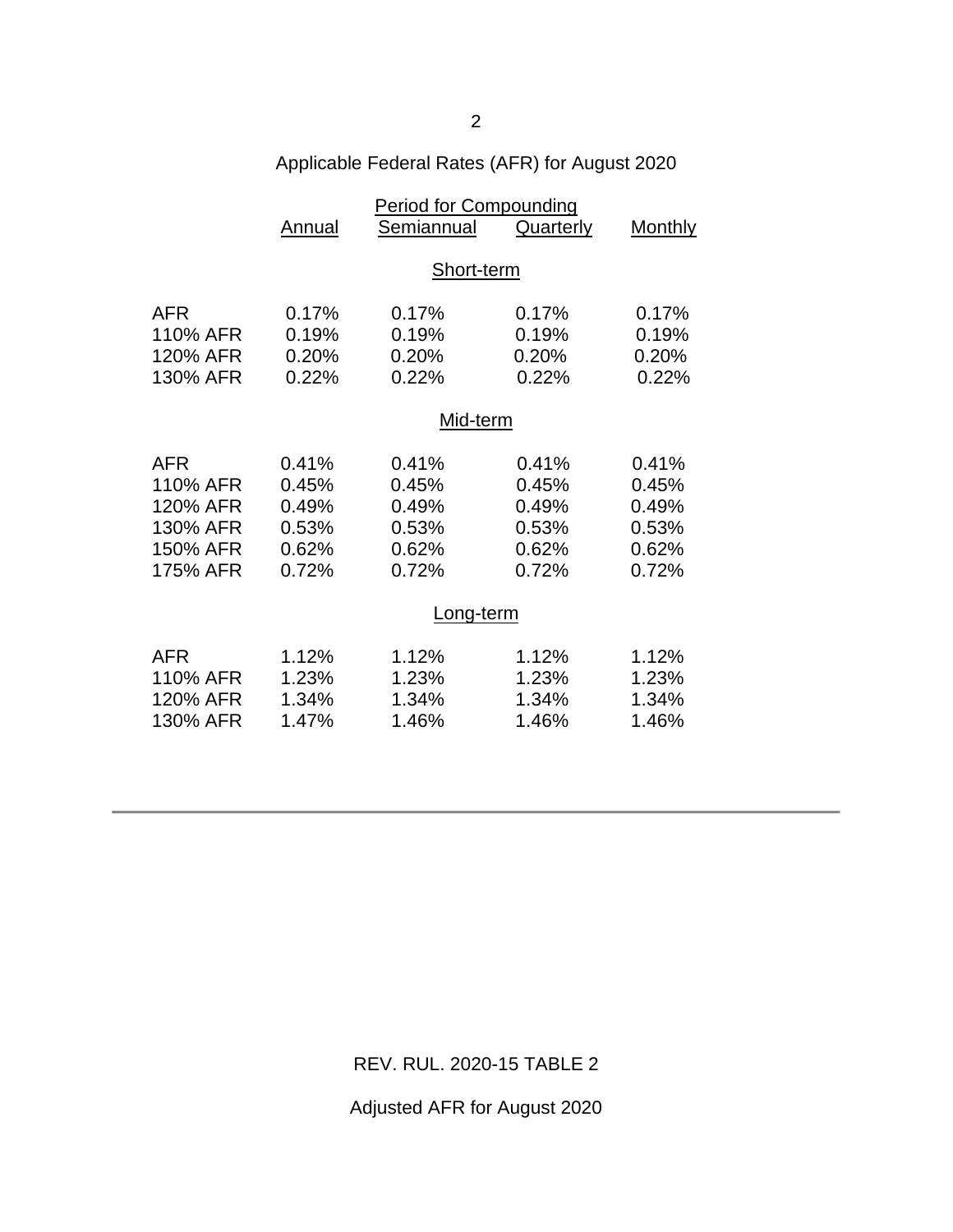Applicable Federal Rates (AFR) for August 2020

| | Period for Compounding | | | |
|---|---|---|---|---|
| | Annual | Semiannual | Quarterly | Monthly |
| **Short-term** | | | | |
| AFR | 0.17% | 0.17% | 0.17% | 0.17% |
| 110% AFR | 0.19% | 0.19% | 0.19% | 0.19% |
| 120% AFR | 0.20% | 0.20% | 0.20% | 0.20% |
| 130% AFR | 0.22% | 0.22% | 0.22% | 0.22% |
| **Mid-term** | | | | |
| AFR | 0.41% | 0.41% | 0.41% | 0.41% |
| 110% AFR | 0.45% | 0.45% | 0.45% | 0.45% |
| 120% AFR | 0.49% | 0.49% | 0.49% | 0.49% |
| 130% AFR | 0.53% | 0.53% | 0.53% | 0.53% |
| 150% AFR | 0.62% | 0.62% | 0.62% | 0.62% |
| 175% AFR | 0.72% | 0.72% | 0.72% | 0.72% |
| **Long-term** | | | | |
| AFR | 1.12% | 1.12% | 1.12% | 1.12% |
| 110% AFR | 1.23% | 1.23% | 1.23% | 1.23% |
| 120% AFR | 1.34% | 1.34% | 1.34% | 1.34% |
| 130% AFR | 1.47% | 1.46% | 1.46% | 1.46% |

---

REV. RUL. 2020-15 TABLE 2

Adjusted AFR for August 2020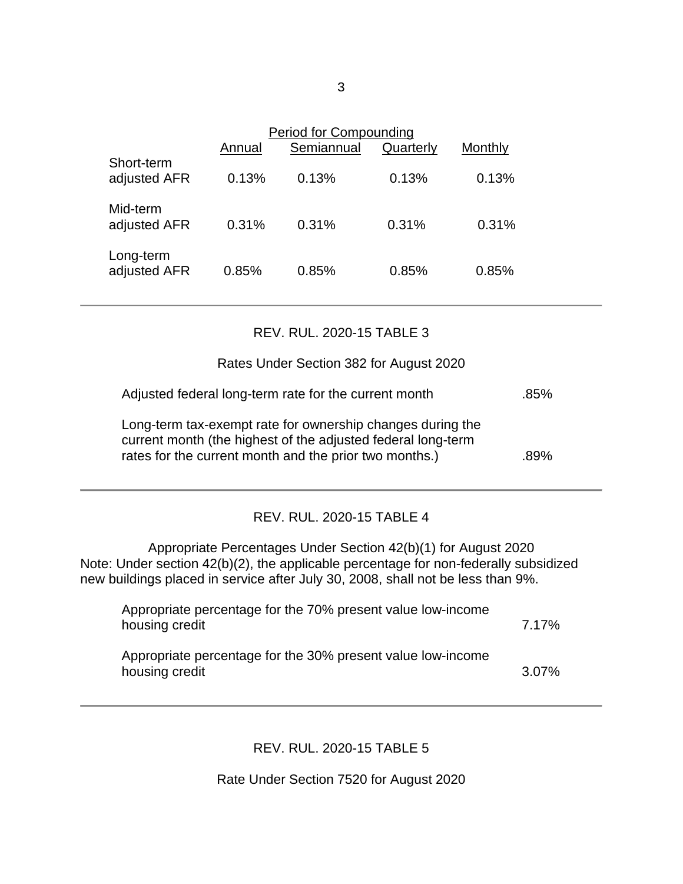| | Period for Compounding | | | |
|---|---|---|---|---|
| | Annual | Semiannual | Quarterly | Monthly |
| Short-term adjusted AFR | 0.13% | 0.13% | 0.13% | 0.13% |
| Mid-term adjusted AFR | 0.31% | 0.31% | 0.31% | 0.31% |
| Long-term adjusted AFR | 0.85% | 0.85% | 0.85% | 0.85% |

---

REV. RUL. 2020-15 TABLE 3

Rates Under Section 382 for August 2020

| | |
|---|---|
| Adjusted federal long-term rate for the current month | .85% |
| Long-term tax-exempt rate for ownership changes during the current month (the highest of the adjusted federal long-term rates for the current month and the prior two months.) | .89% |

---

REV. RUL. 2020-15 TABLE 4

Appropriate Percentages Under Section 42(b)(1) for August 2020

Note: Under section 42(b)(2), the applicable percentage for non-federally subsidized new buildings placed in service after July 30, 2008, shall not be less than 9%.

| | |
|---|---|
| Appropriate percentage for the 70% present value low-income housing credit | 7.17% |
| Appropriate percentage for the 30% present value low-income housing credit | 3.07% |

---

REV. RUL. 2020-15 TABLE 5

Rate Under Section 7520 for August 2020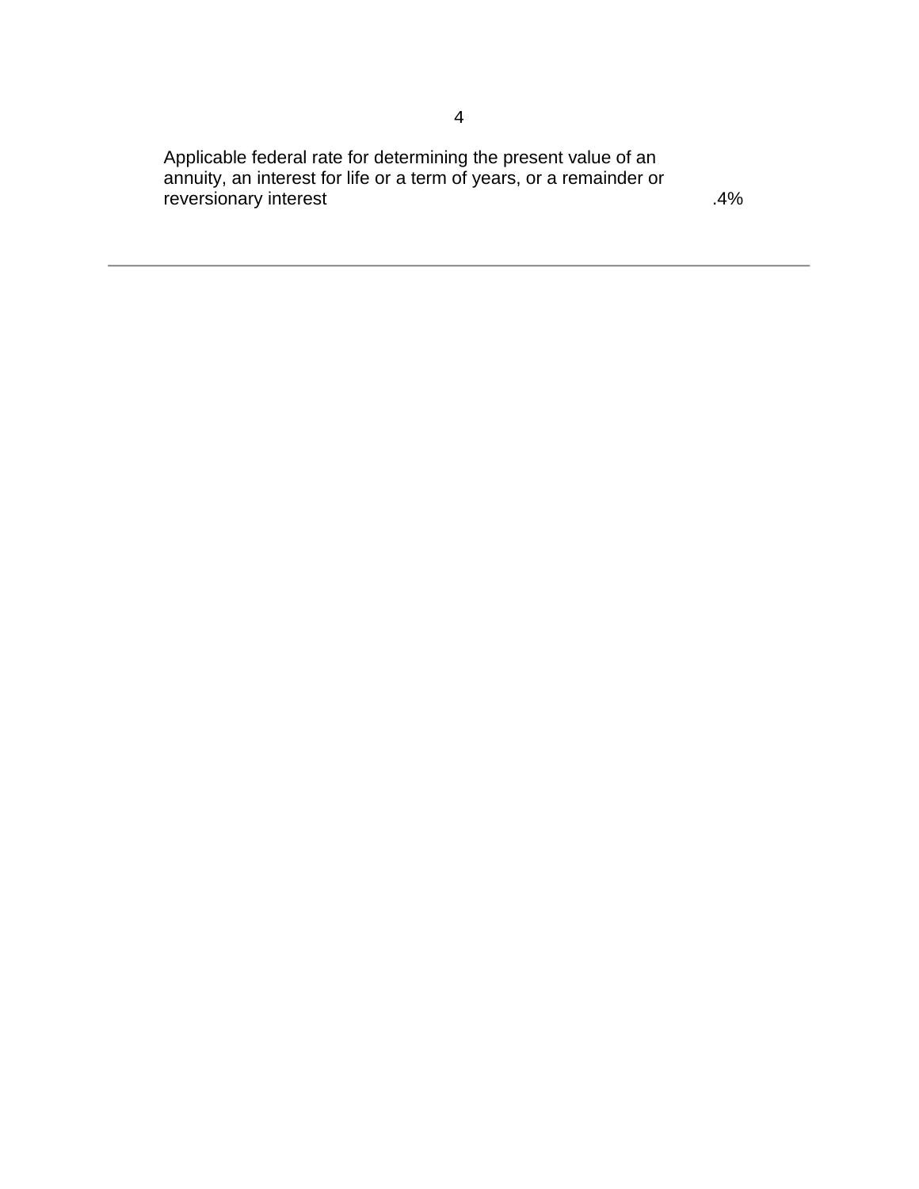| | |
|---|---|
| Applicable federal rate for determining the present value of an annuity, an interest for life or a term of years, or a remainder or reversionary interest | .4% |

---